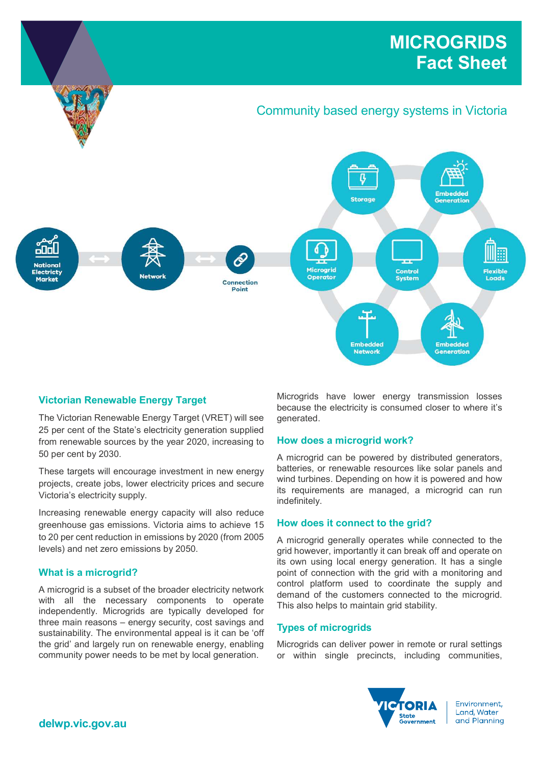# MICROGRIDS Fact Sheet

## Community based energy systems in Victoria

National Electricity Market ⟷ Network ⟷ Connection Point — Microgrid Operator, Control System, Flexible Loads, Storage, Embedded Generation, Embedded Network, Embedded Generation

## Victorian Renewable Energy Target

The Victorian Renewable Energy Target (VRET) will see 25 per cent of the State's electricity generation supplied from renewable sources by the year 2020, increasing to 50 per cent by 2030.

These targets will encourage investment in new energy projects, create jobs, lower electricity prices and secure Victoria's electricity supply.

Increasing renewable energy capacity will also reduce greenhouse gas emissions. Victoria aims to achieve 15 to 20 per cent reduction in emissions by 2020 (from 2005 levels) and net zero emissions by 2050.

## What is a microgrid?

A microgrid is a subset of the broader electricity network with all the necessary components to operate independently. Microgrids are typically developed for three main reasons – energy security, cost savings and sustainability. The environmental appeal is it can be 'off the grid' and largely run on renewable energy, enabling community power needs to be met by local generation.

Microgrids have lower energy transmission losses because the electricity is consumed closer to where it's generated.

## How does a microgrid work?

A microgrid can be powered by distributed generators, batteries, or renewable resources like solar panels and wind turbines. Depending on how it is powered and how its requirements are managed, a microgrid can run indefinitely.

## How does it connect to the grid?

A microgrid generally operates while connected to the grid however, importantly it can break off and operate on its own using local energy generation. It has a single point of connection with the grid with a monitoring and control platform used to coordinate the supply and demand of the customers connected to the microgrid. This also helps to maintain grid stability.

## Types of microgrids

Microgrids can deliver power in remote or rural settings or within single precincts, including communities,

delwp.vic.gov.au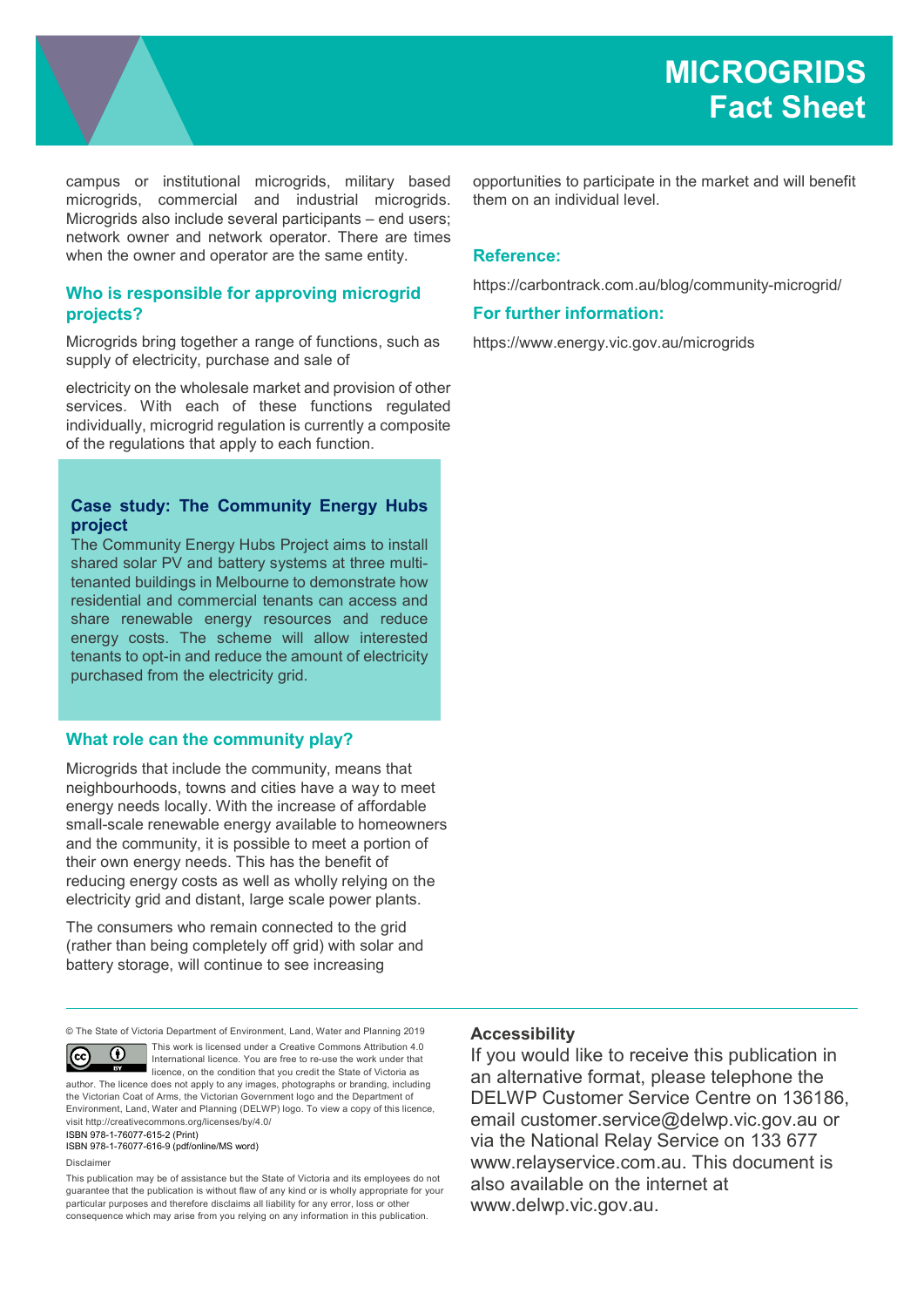campus or institutional microgrids, military based microgrids, commercial and industrial microgrids. Microgrids also include several participants – end users; network owner and network operator. There are times when the owner and operator are the same entity.

## Who is responsible for approving microgrid projects?

Microgrids bring together a range of functions, such as supply of electricity, purchase and sale of electricity on the wholesale market and provision of other services. With each of these functions regulated individually, microgrid regulation is currently a composite of the regulations that apply to each function.

### Case study: The Community Energy Hubs project

The Community Energy Hubs Project aims to install shared solar PV and battery systems at three multi-tenanted buildings in Melbourne to demonstrate how residential and commercial tenants can access and share renewable energy resources and reduce energy costs. The scheme will allow interested tenants to opt-in and reduce the amount of electricity purchased from the electricity grid.

## What role can the community play?

Microgrids that include the community, means that neighbourhoods, towns and cities have a way to meet energy needs locally. With the increase of affordable small-scale renewable energy available to homeowners and the community, it is possible to meet a portion of their own energy needs. This has the benefit of reducing energy costs as well as wholly relying on the electricity grid and distant, large scale power plants.

The consumers who remain connected to the grid (rather than being completely off grid) with solar and battery storage, will continue to see increasing opportunities to participate in the market and will benefit them on an individual level.

## Reference:

https://carbontrack.com.au/blog/community-microgrid/

## For further information:

https://www.energy.vic.gov.au/microgrids

© The State of Victoria Department of Environment, Land, Water and Planning 2019

This work is licensed under a Creative Commons Attribution 4.0 International licence. You are free to re-use the work under that licence, on the condition that you credit the State of Victoria as author. The licence does not apply to any images, photographs or branding, including the Victorian Coat of Arms, the Victorian Government logo and the Department of Environment, Land, Water and Planning (DELWP) logo. To view a copy of this licence, visit http://creativecommons.org/licenses/by/4.0/

ISBN 978-1-76077-615-2 (Print)
ISBN 978-1-76077-616-9 (pdf/online/MS word)

Disclaimer

This publication may be of assistance but the State of Victoria and its employees do not guarantee that the publication is without flaw of any kind or is wholly appropriate for your particular purposes and therefore disclaims all liability for any error, loss or other consequence which may arise from you relying on any information in this publication.

**Accessibility**

If you would like to receive this publication in an alternative format, please telephone the DELWP Customer Service Centre on 136186, email customer.service@delwp.vic.gov.au or via the National Relay Service on 133 677 www.relayservice.com.au. This document is also available on the internet at www.delwp.vic.gov.au.